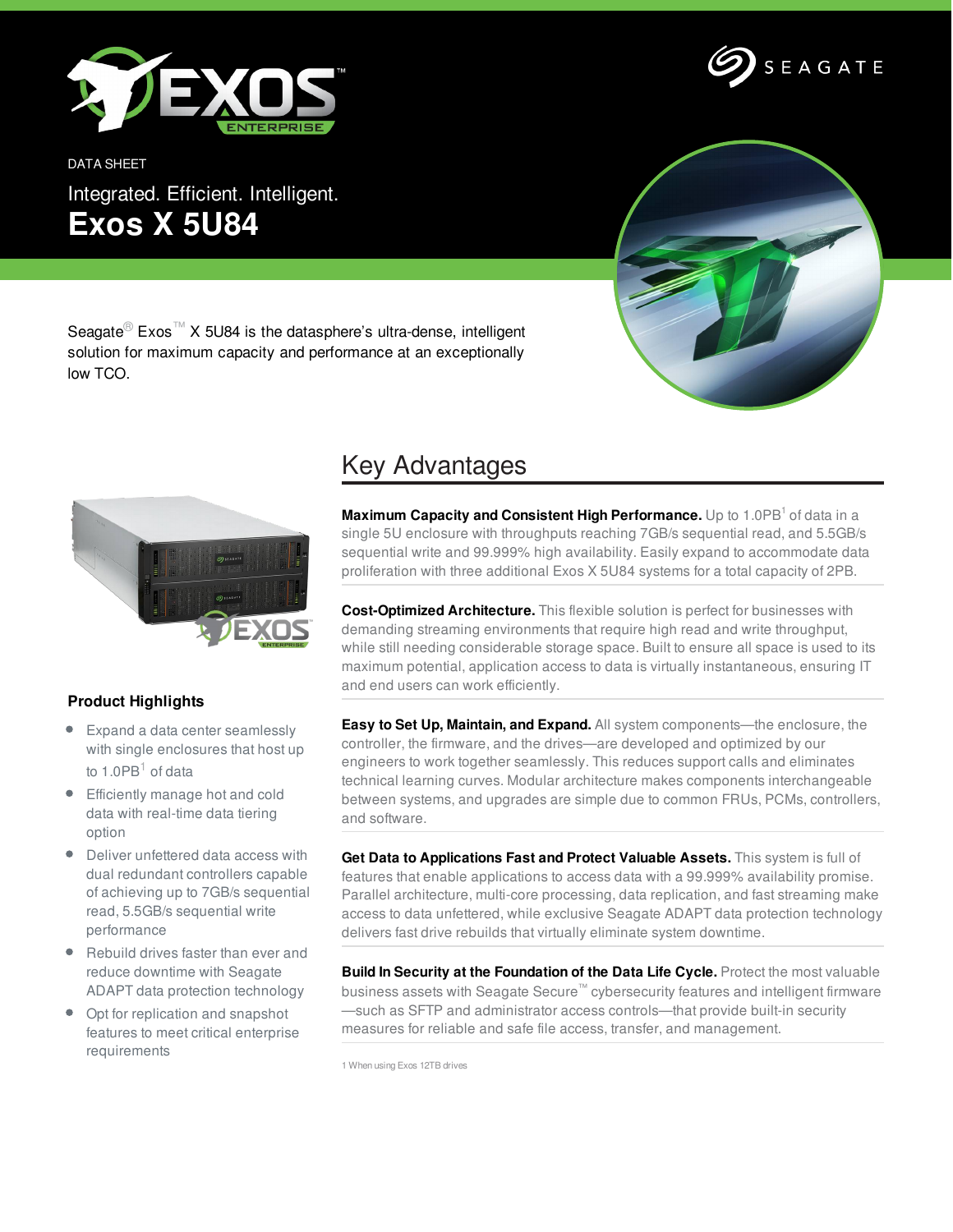DATA SHEET

Integrated. Efficient. Intelligent.

# Exos X 5U84

Seagate® Exos™ X 5U84 is the datasphere's ultra-dense, intelligent solution for maximum capacity and performance at an exceptionally low TCO.

## Product Highlights

- Expand a data center seamlessly with single enclosures that host up to 1.0PB[1] of data
- Efficiently manage hot and cold data with real-time data tiering option
- Deliver unfettered data access with dual redundant controllers capable of achieving up to 7GB/s sequential read, 5.5GB/s sequential write performance
- Rebuild drives faster than ever and reduce downtime with Seagate ADAPT data protection technology
- Opt for replication and snapshot features to meet critical enterprise requirements

## Key Advantages

**Maximum Capacity and Consistent High Performance.** Up to 1.0PB[1] of data in a single 5U enclosure with throughputs reaching 7GB/s sequential read, and 5.5GB/s sequential write and 99.999% high availability. Easily expand to accommodate data proliferation with three additional Exos X 5U84 systems for a total capacity of 2PB.

**Cost-Optimized Architecture.** This flexible solution is perfect for businesses with demanding streaming environments that require high read and write throughput, while still needing considerable storage space. Built to ensure all space is used to its maximum potential, application access to data is virtually instantaneous, ensuring IT and end users can work efficiently.

**Easy to Set Up, Maintain, and Expand.** All system components—the enclosure, the controller, the firmware, and the drives—are developed and optimized by our engineers to work together seamlessly. This reduces support calls and eliminates technical learning curves. Modular architecture makes components interchangeable between systems, and upgrades are simple due to common FRUs, PCMs, controllers, and software.

**Get Data to Applications Fast and Protect Valuable Assets.** This system is full of features that enable applications to access data with a 99.999% availability promise. Parallel architecture, multi-core processing, data replication, and fast streaming make access to data unfettered, while exclusive Seagate ADAPT data protection technology delivers fast drive rebuilds that virtually eliminate system downtime.

**Build In Security at the Foundation of the Data Life Cycle.** Protect the most valuable business assets with Seagate Secure™ cybersecurity features and intelligent firmware—such as SFTP and administrator access controls—that provide built-in security measures for reliable and safe file access, transfer, and management.

1 When using Exos 12TB drives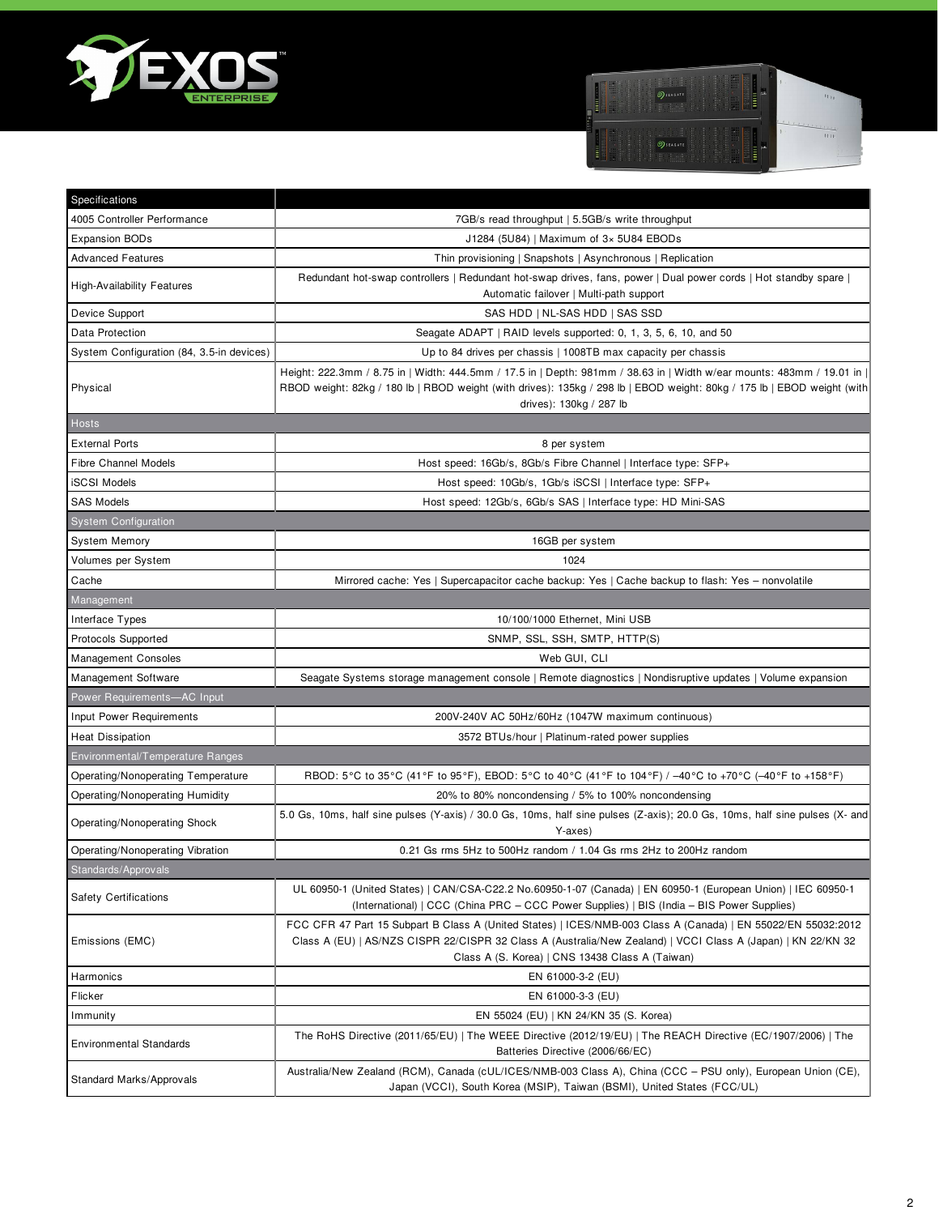| Specifications | |
|---|---|
| 4005 Controller Performance | 7GB/s read throughput \| 5.5GB/s write throughput |
| Expansion BODs | J1284 (5U84) \| Maximum of 3× 5U84 EBODs |
| Advanced Features | Thin provisioning \| Snapshots \| Asynchronous \| Replication |
| High-Availability Features | Redundant hot-swap controllers \| Redundant hot-swap drives, fans, power \| Dual power cords \| Hot standby spare \| Automatic failover \| Multi-path support |
| Device Support | SAS HDD \| NL-SAS HDD \| SAS SSD |
| Data Protection | Seagate ADAPT \| RAID levels supported: 0, 1, 3, 5, 6, 10, and 50 |
| System Configuration (84, 3.5-in devices) | Up to 84 drives per chassis \| 1008TB max capacity per chassis |
| Physical | Height: 222.3mm / 8.75 in \| Width: 444.5mm / 17.5 in \| Depth: 981mm / 38.63 in \| Width w/ear mounts: 483mm / 19.01 in \| RBOD weight: 82kg / 180 lb \| RBOD weight (with drives): 135kg / 298 lb \| EBOD weight: 80kg / 175 lb \| EBOD weight (with drives): 130kg / 287 lb |
| **Hosts** | |
| External Ports | 8 per system |
| Fibre Channel Models | Host speed: 16Gb/s, 8Gb/s Fibre Channel \| Interface type: SFP+ |
| iSCSI Models | Host speed: 10Gb/s, 1Gb/s iSCSI \| Interface type: SFP+ |
| SAS Models | Host speed: 12Gb/s, 6Gb/s SAS \| Interface type: HD Mini-SAS |
| **System Configuration** | |
| System Memory | 16GB per system |
| Volumes per System | 1024 |
| Cache | Mirrored cache: Yes \| Supercapacitor cache backup: Yes \| Cache backup to flash: Yes – nonvolatile |
| **Management** | |
| Interface Types | 10/100/1000 Ethernet, Mini USB |
| Protocols Supported | SNMP, SSL, SSH, SMTP, HTTP(S) |
| Management Consoles | Web GUI, CLI |
| Management Software | Seagate Systems storage management console \| Remote diagnostics \| Nondisruptive updates \| Volume expansion |
| **Power Requirements—AC Input** | |
| Input Power Requirements | 200V-240V AC 50Hz/60Hz (1047W maximum continuous) |
| Heat Dissipation | 3572 BTUs/hour \| Platinum-rated power supplies |
| **Environmental/Temperature Ranges** | |
| Operating/Nonoperating Temperature | RBOD: 5°C to 35°C (41°F to 95°F), EBOD: 5°C to 40°C (41°F to 104°F) / –40°C to +70°C (–40°F to +158°F) |
| Operating/Nonoperating Humidity | 20% to 80% noncondensing / 5% to 100% noncondensing |
| Operating/Nonoperating Shock | 5.0 Gs, 10ms, half sine pulses (Y-axis) / 30.0 Gs, 10ms, half sine pulses (Z-axis); 20.0 Gs, 10ms, half sine pulses (X- and Y-axes) |
| Operating/Nonoperating Vibration | 0.21 Gs rms 5Hz to 500Hz random / 1.04 Gs rms 2Hz to 200Hz random |
| **Standards/Approvals** | |
| Safety Certifications | UL 60950-1 (United States) \| CAN/CSA-C22.2 No.60950-1-07 (Canada) \| EN 60950-1 (European Union) \| IEC 60950-1 (International) \| CCC (China PRC – CCC Power Supplies) \| BIS (India – BIS Power Supplies) |
| Emissions (EMC) | FCC CFR 47 Part 15 Subpart B Class A (United States) \| ICES/NMB-003 Class A (Canada) \| EN 55022/EN 55032:2012 Class A (EU) \| AS/NZS CISPR 22/CISPR 32 Class A (Australia/New Zealand) \| VCCI Class A (Japan) \| KN 22/KN 32 Class A (S. Korea) \| CNS 13438 Class A (Taiwan) |
| Harmonics | EN 61000-3-2 (EU) |
| Flicker | EN 61000-3-3 (EU) |
| Immunity | EN 55024 (EU) \| KN 24/KN 35 (S. Korea) |
| Environmental Standards | The RoHS Directive (2011/65/EU) \| The WEEE Directive (2012/19/EU) \| The REACH Directive (EC/1907/2006) \| The Batteries Directive (2006/66/EC) |
| Standard Marks/Approvals | Australia/New Zealand (RCM), Canada (cUL/ICES/NMB-003 Class A), China (CCC – PSU only), European Union (CE), Japan (VCCI), South Korea (MSIP), Taiwan (BSMI), United States (FCC/UL) |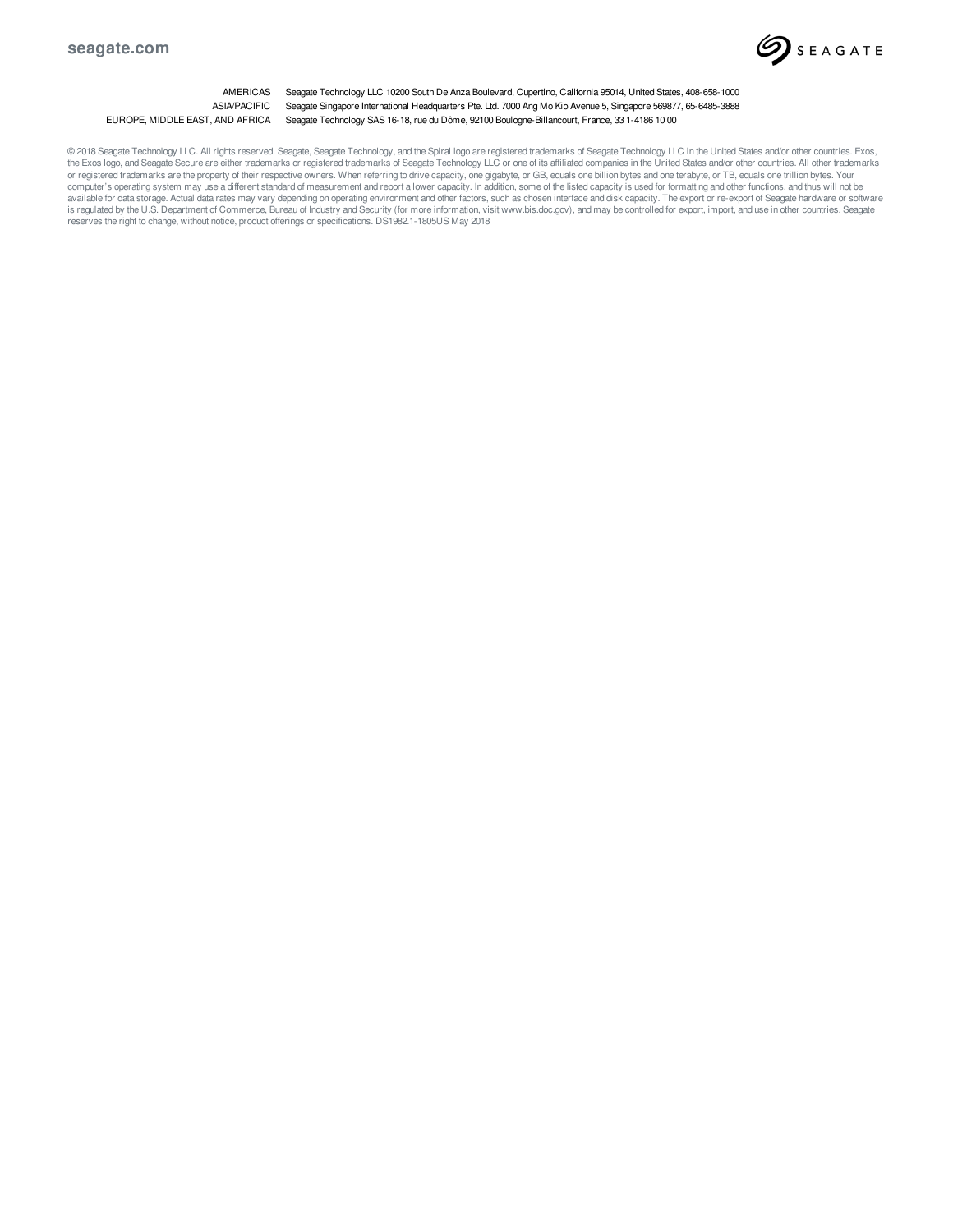seagate.com

SEAGATE

| | |
|---|---|
| AMERICAS | Seagate Technology LLC 10200 South De Anza Boulevard, Cupertino, California 95014, United States, 408-658-1000 |
| ASIA/PACIFIC | Seagate Singapore International Headquarters Pte. Ltd. 7000 Ang Mo Kio Avenue 5, Singapore 569877, 65-6485-3888 |
| EUROPE, MIDDLE EAST, AND AFRICA | Seagate Technology SAS 16-18, rue du Dôme, 92100 Boulogne-Billancourt, France, 33 1-4186 10 00 |

© 2018 Seagate Technology LLC. All rights reserved. Seagate, Seagate Technology, and the Spiral logo are registered trademarks of Seagate Technology LLC in the United States and/or other countries. Exos, the Exos logo, and Seagate Secure are either trademarks or registered trademarks of Seagate Technology LLC or one of its affiliated companies in the United States and/or other countries. All other trademarks or registered trademarks are the property of their respective owners. When referring to drive capacity, one gigabyte, or GB, equals one billion bytes and one terabyte, or TB, equals one trillion bytes. Your computer's operating system may use a different standard of measurement and report a lower capacity. In addition, some of the listed capacity is used for formatting and other functions, and thus will not be available for data storage. Actual data rates may vary depending on operating environment and other factors, such as chosen interface and disk capacity. The export or re-export of Seagate hardware or software is regulated by the U.S. Department of Commerce, Bureau of Industry and Security (for more information, visit www.bis.doc.gov), and may be controlled for export, import, and use in other countries. Seagate reserves the right to change, without notice, product offerings or specifications. DS1982.1-1805US May 2018